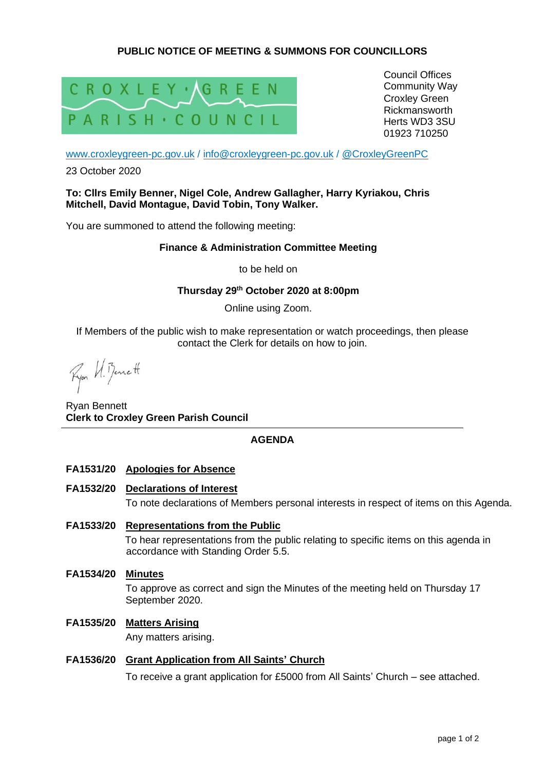# PUBLIC NOTICE OF MEETING & SUMMONS FOR COUNCILLORS

CROXLEY GREEN PARISH COUNCIL

Council Offices
Community Way
Croxley Green
Rickmansworth
Herts WD3 3SU
01923 710250

www.croxleygreen-pc.gov.uk / info@croxleygreen-pc.gov.uk / @CroxleyGreenPC

23 October 2020

**To: Cllrs Emily Benner, Nigel Cole, Andrew Gallagher, Harry Kyriakou, Chris Mitchell, David Montague, David Tobin, Tony Walker.**

You are summoned to attend the following meeting:

**Finance & Administration Committee Meeting**

to be held on

**Thursday 29th October 2020 at 8:00pm**

Online using Zoom.

If Members of the public wish to make representation or watch proceedings, then please contact the Clerk for details on how to join.

Ryan H. Bennett

Ryan Bennett
**Clerk to Croxley Green Parish Council**

---

## AGENDA

**FA1531/20 Apologies for Absence**

**FA1532/20 Declarations of Interest**

To note declarations of Members personal interests in respect of items on this Agenda.

**FA1533/20 Representations from the Public**

To hear representations from the public relating to specific items on this agenda in accordance with Standing Order 5.5.

**FA1534/20 Minutes**

To approve as correct and sign the Minutes of the meeting held on Thursday 17 September 2020.

**FA1535/20 Matters Arising**

Any matters arising.

**FA1536/20 Grant Application from All Saints' Church**

To receive a grant application for £5000 from All Saints' Church – see attached.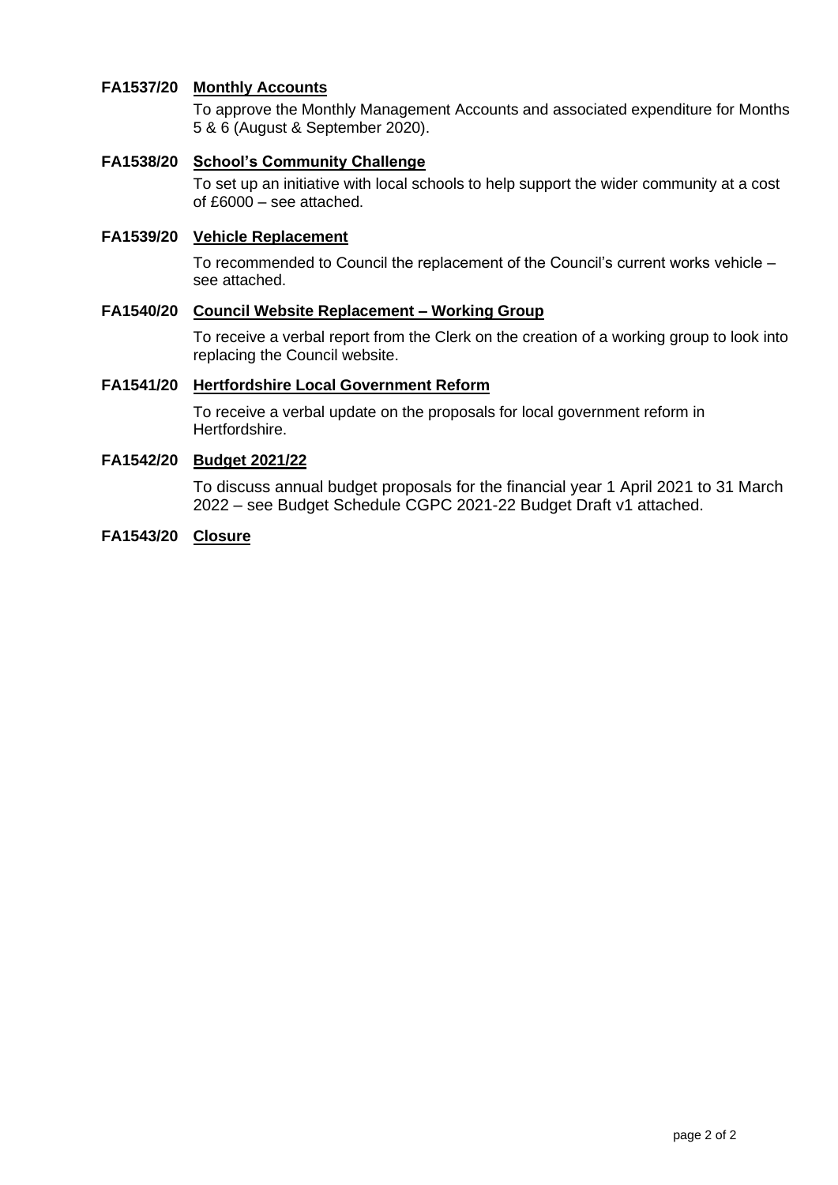**FA1537/20 Monthly Accounts**

To approve the Monthly Management Accounts and associated expenditure for Months 5 & 6 (August & September 2020).

**FA1538/20 School's Community Challenge**

To set up an initiative with local schools to help support the wider community at a cost of £6000 – see attached.

**FA1539/20 Vehicle Replacement**

To recommended to Council the replacement of the Council's current works vehicle – see attached.

**FA1540/20 Council Website Replacement – Working Group**

To receive a verbal report from the Clerk on the creation of a working group to look into replacing the Council website.

**FA1541/20 Hertfordshire Local Government Reform**

To receive a verbal update on the proposals for local government reform in Hertfordshire.

**FA1542/20 Budget 2021/22**

To discuss annual budget proposals for the financial year 1 April 2021 to 31 March 2022 – see Budget Schedule CGPC 2021-22 Budget Draft v1 attached.

**FA1543/20 Closure**